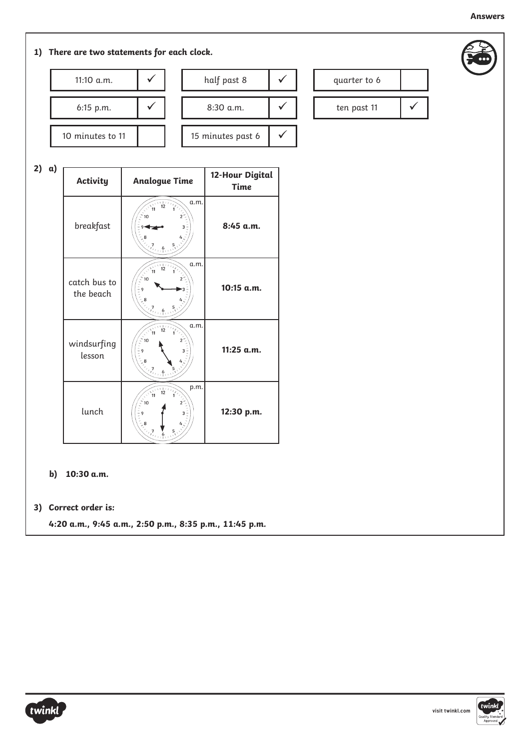## Answers

**1) *There are two statements for each clock.***

| | | | | | |
|---|---|---|---|---|---|
| 11:10 a.m. | ✓ | half past 8 | ✓ | quarter to 6 | |
| 6:15 p.m. | ✓ | 8:30 a.m. | ✓ | ten past 11 | ✓ |
| 10 minutes to 11 | | 15 minutes past 6 | ✓ | | |

**2) a)**

| Activity | Analogue Time | 12-Hour Digital Time |
|---|---|---|
| breakfast | a.m. | **8:45 a.m.** |
| catch bus to the beach | a.m. | **10:15 a.m.** |
| windsurfing lesson | a.m. | **11:25 a.m.** |
| lunch | p.m. | **12:30 p.m.** |

**b) 10:30 a.m.**

**3) Correct order is:**

**4:20 a.m., 9:45 a.m., 2:50 p.m., 8:35 p.m., 11:45 p.m.**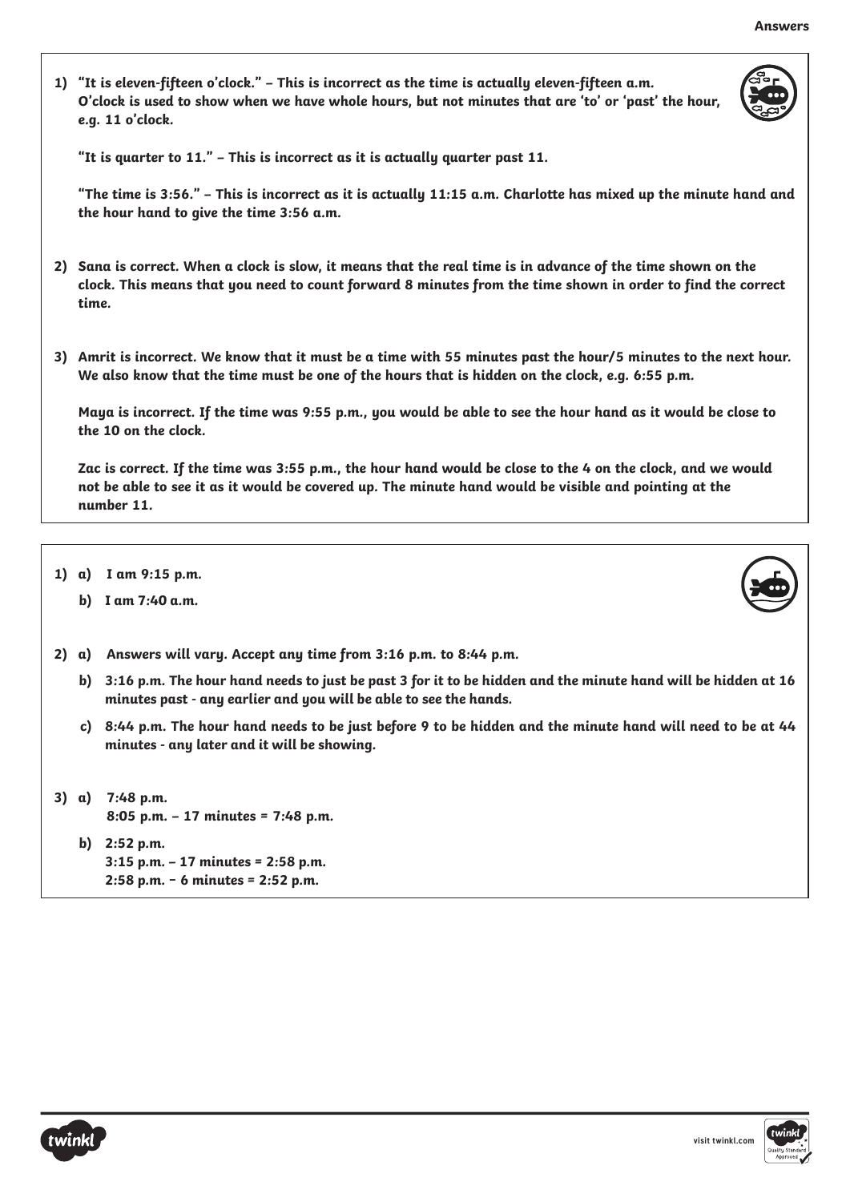## Answers

1) **"It is eleven-fifteen o'clock." – This is incorrect as the time is actually eleven-fifteen a.m. O'clock is used to show when we have whole hours, but not minutes that are 'to' or 'past' the hour, e.g. 11 o'clock.**

   **"It is quarter to 11." – This is incorrect as it is actually quarter past 11.**

   **"The time is 3:56." – This is incorrect as it is actually 11:15 a.m. Charlotte has mixed up the minute hand and the hour hand to give the time 3:56 a.m.**

2) **Sana is correct. When a clock is slow, it means that the real time is in advance of the time shown on the clock. This means that you need to count forward 8 minutes from the time shown in order to find the correct time.**

3) **Amrit is incorrect. We know that it must be a time with 55 minutes past the hour/5 minutes to the next hour. We also know that the time must be one of the hours that is hidden on the clock, e.g. 6:55 p.m.**

   **Maya is incorrect. If the time was 9:55 p.m., you would be able to see the hour hand as it would be close to the 10 on the clock.**

   **Zac is correct. If the time was 3:55 p.m., the hour hand would be close to the 4 on the clock, and we would not be able to see it as it would be covered up. The minute hand would be visible and pointing at the number 11.**

---

1) a) **I am 9:15 p.m.**

   b) **I am 7:40 a.m.**

2) a) **Answers will vary. Accept any time from 3:16 p.m. to 8:44 p.m.**

   b) **3:16 p.m. The hour hand needs to just be past 3 for it to be hidden and the minute hand will be hidden at 16 minutes past - any earlier and you will be able to see the hands.**

   c) **8:44 p.m. The hour hand needs to be just before 9 to be hidden and the minute hand will need to be at 44 minutes - any later and it will be showing.**

3) a) **7:48 p.m.**
   **8:05 p.m. – 17 minutes = 7:48 p.m.**

   b) **2:52 p.m.**
   **3:15 p.m. – 17 minutes = 2:58 p.m.**
   **2:58 p.m. – 6 minutes = 2:52 p.m.**